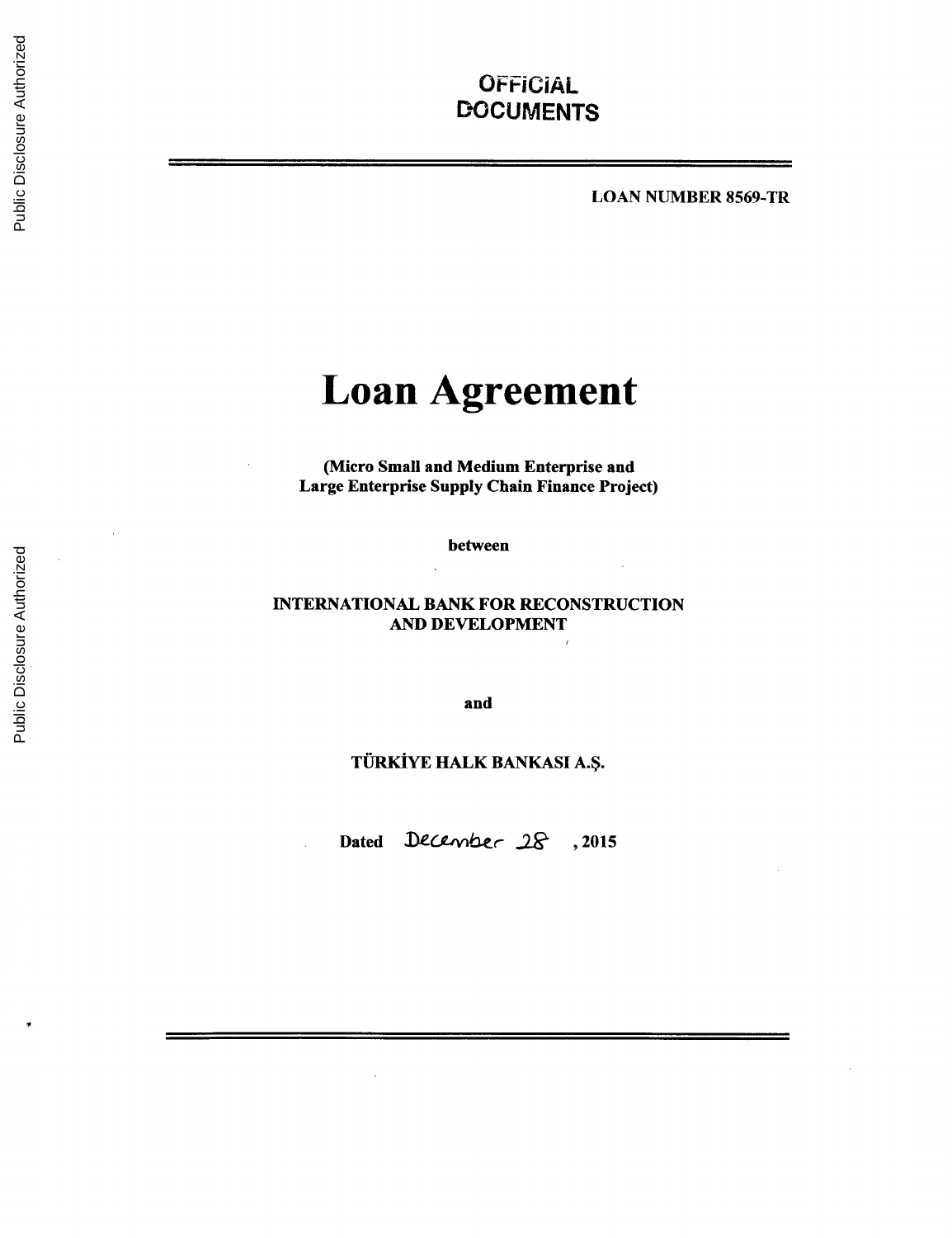OFFICIAL
DOCUMENTS

LOAN NUMBER 8569-TR

# Loan Agreement

**(Micro Small and Medium Enterprise and Large Enterprise Supply Chain Finance Project)**

**between**

**INTERNATIONAL BANK FOR RECONSTRUCTION AND DEVELOPMENT**

**and**

**TÜRKİYE HALK BANKASI A.Ş.**

**Dated** December 28 **, 2015**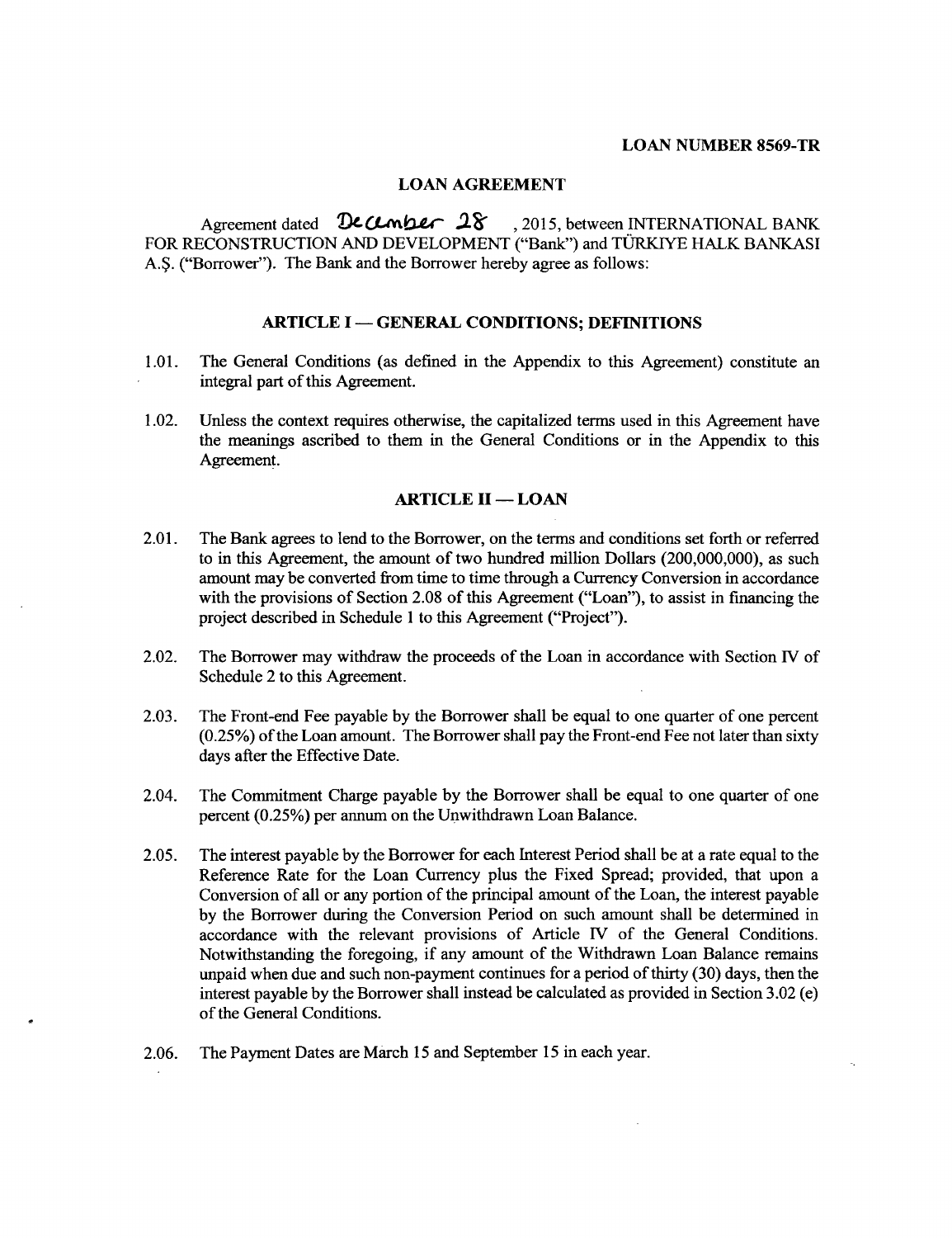**LOAN NUMBER 8569-TR**

# LOAN AGREEMENT

Agreement dated December 28, 2015, between INTERNATIONAL BANK FOR RECONSTRUCTION AND DEVELOPMENT ("Bank") and TÜRKIYE HALK BANKASI A.Ş. ("Borrower"). The Bank and the Borrower hereby agree as follows:

## ARTICLE I — GENERAL CONDITIONS; DEFINITIONS

1.01. The General Conditions (as defined in the Appendix to this Agreement) constitute an integral part of this Agreement.

1.02. Unless the context requires otherwise, the capitalized terms used in this Agreement have the meanings ascribed to them in the General Conditions or in the Appendix to this Agreement.

## ARTICLE II — LOAN

2.01. The Bank agrees to lend to the Borrower, on the terms and conditions set forth or referred to in this Agreement, the amount of two hundred million Dollars (200,000,000), as such amount may be converted from time to time through a Currency Conversion in accordance with the provisions of Section 2.08 of this Agreement ("Loan"), to assist in financing the project described in Schedule 1 to this Agreement ("Project").

2.02. The Borrower may withdraw the proceeds of the Loan in accordance with Section IV of Schedule 2 to this Agreement.

2.03. The Front-end Fee payable by the Borrower shall be equal to one quarter of one percent (0.25%) of the Loan amount. The Borrower shall pay the Front-end Fee not later than sixty days after the Effective Date.

2.04. The Commitment Charge payable by the Borrower shall be equal to one quarter of one percent (0.25%) per annum on the Unwithdrawn Loan Balance.

2.05. The interest payable by the Borrower for each Interest Period shall be at a rate equal to the Reference Rate for the Loan Currency plus the Fixed Spread; provided, that upon a Conversion of all or any portion of the principal amount of the Loan, the interest payable by the Borrower during the Conversion Period on such amount shall be determined in accordance with the relevant provisions of Article IV of the General Conditions. Notwithstanding the foregoing, if any amount of the Withdrawn Loan Balance remains unpaid when due and such non-payment continues for a period of thirty (30) days, then the interest payable by the Borrower shall instead be calculated as provided in Section 3.02 (e) of the General Conditions.

2.06. The Payment Dates are March 15 and September 15 in each year.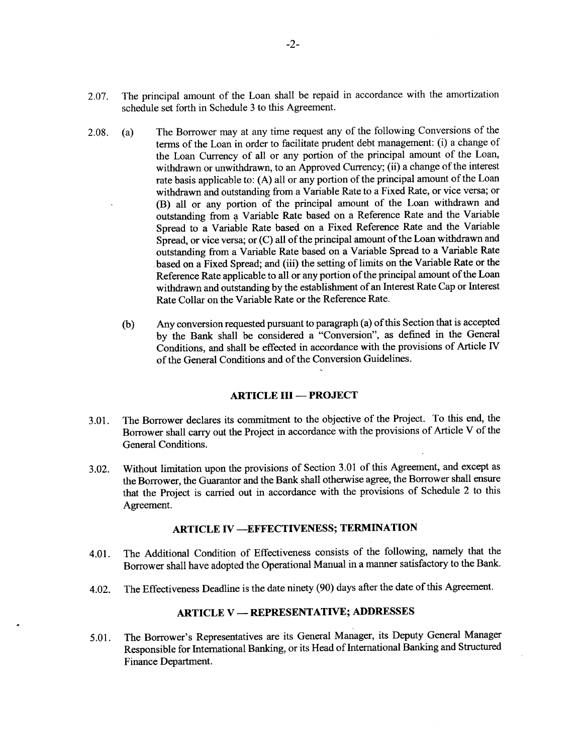2.07. The principal amount of the Loan shall be repaid in accordance with the amortization schedule set forth in Schedule 3 to this Agreement.

2.08. (a) The Borrower may at any time request any of the following Conversions of the terms of the Loan in order to facilitate prudent debt management: (i) a change of the Loan Currency of all or any portion of the principal amount of the Loan, withdrawn or unwithdrawn, to an Approved Currency; (ii) a change of the interest rate basis applicable to: (A) all or any portion of the principal amount of the Loan withdrawn and outstanding from a Variable Rate to a Fixed Rate, or vice versa; or (B) all or any portion of the principal amount of the Loan withdrawn and outstanding from a Variable Rate based on a Reference Rate and the Variable Spread to a Variable Rate based on a Fixed Reference Rate and the Variable Spread, or vice versa; or (C) all of the principal amount of the Loan withdrawn and outstanding from a Variable Rate based on a Variable Spread to a Variable Rate based on a Fixed Spread; and (iii) the setting of limits on the Variable Rate or the Reference Rate applicable to all or any portion of the principal amount of the Loan withdrawn and outstanding by the establishment of an Interest Rate Cap or Interest Rate Collar on the Variable Rate or the Reference Rate.

(b) Any conversion requested pursuant to paragraph (a) of this Section that is accepted by the Bank shall be considered a "Conversion", as defined in the General Conditions, and shall be effected in accordance with the provisions of Article IV of the General Conditions and of the Conversion Guidelines.

## ARTICLE III — PROJECT

3.01. The Borrower declares its commitment to the objective of the Project. To this end, the Borrower shall carry out the Project in accordance with the provisions of Article V of the General Conditions.

3.02. Without limitation upon the provisions of Section 3.01 of this Agreement, and except as the Borrower, the Guarantor and the Bank shall otherwise agree, the Borrower shall ensure that the Project is carried out in accordance with the provisions of Schedule 2 to this Agreement.

## ARTICLE IV —EFFECTIVENESS; TERMINATION

4.01. The Additional Condition of Effectiveness consists of the following, namely that the Borrower shall have adopted the Operational Manual in a manner satisfactory to the Bank.

4.02. The Effectiveness Deadline is the date ninety (90) days after the date of this Agreement.

## ARTICLE V — REPRESENTATIVE; ADDRESSES

5.01. The Borrower's Representatives are its General Manager, its Deputy General Manager Responsible for International Banking, or its Head of International Banking and Structured Finance Department.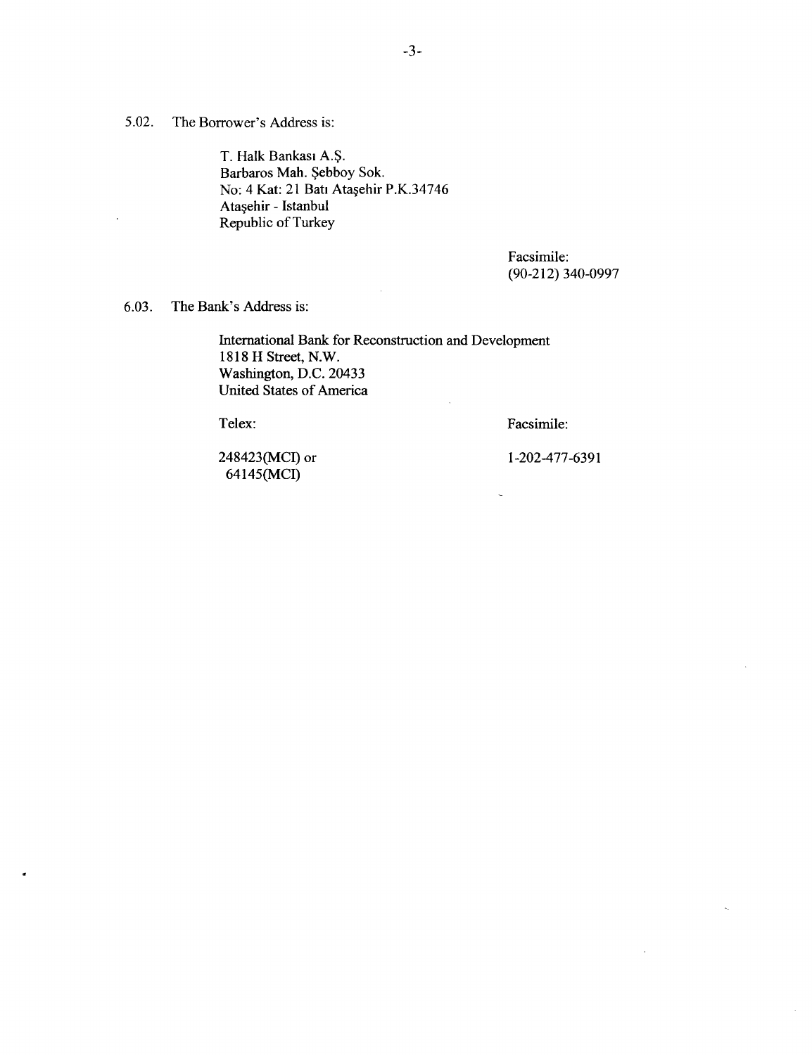5.02. The Borrower's Address is:

T. Halk Bankası A.Ş.
Barbaros Mah. Şebboy Sok.
No: 4 Kat: 21 Batı Ataşehir P.K.34746
Ataşehir - Istanbul
Republic of Turkey

Facsimile:
(90-212) 340-0997

6.03. The Bank's Address is:

International Bank for Reconstruction and Development
1818 H Street, N.W.
Washington, D.C. 20433
United States of America

| Telex: | Facsimile: |
|---|---|
| 248423(MCI) or 64145(MCI) | 1-202-477-6391 |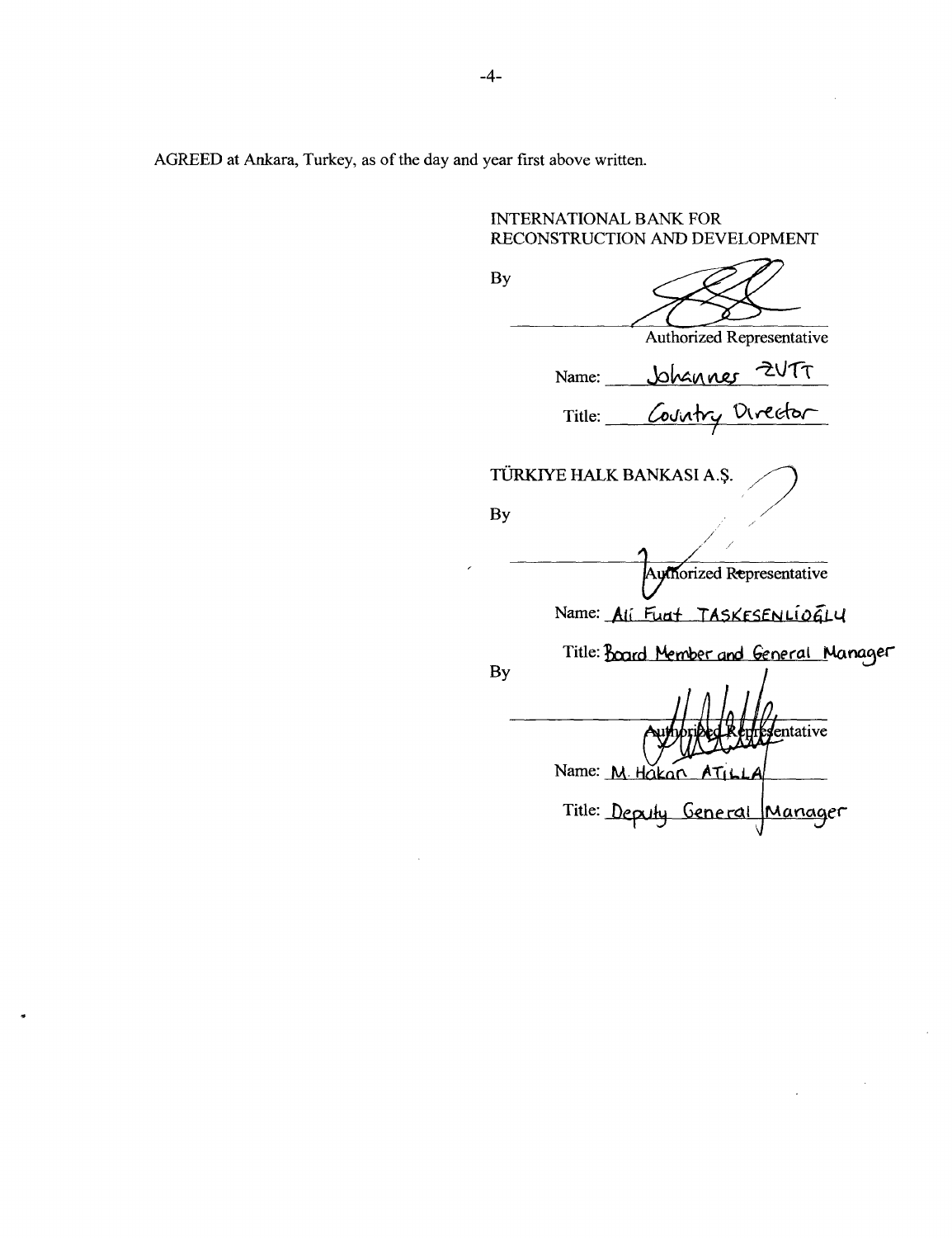AGREED at Ankara, Turkey, as of the day and year first above written.

INTERNATIONAL BANK FOR RECONSTRUCTION AND DEVELOPMENT

By

Authorized Representative

Name: Johannes ZUTT

Title: Country Director

TÜRKIYE HALK BANKASI A.Ş.

By

Authorized Representative

Name: Ali Fuat TASKESENLIOĞLU

Title: Board Member and General Manager

By

Authorized Representative

Name: M. Hakan ATILLA

Title: Deputy General Manager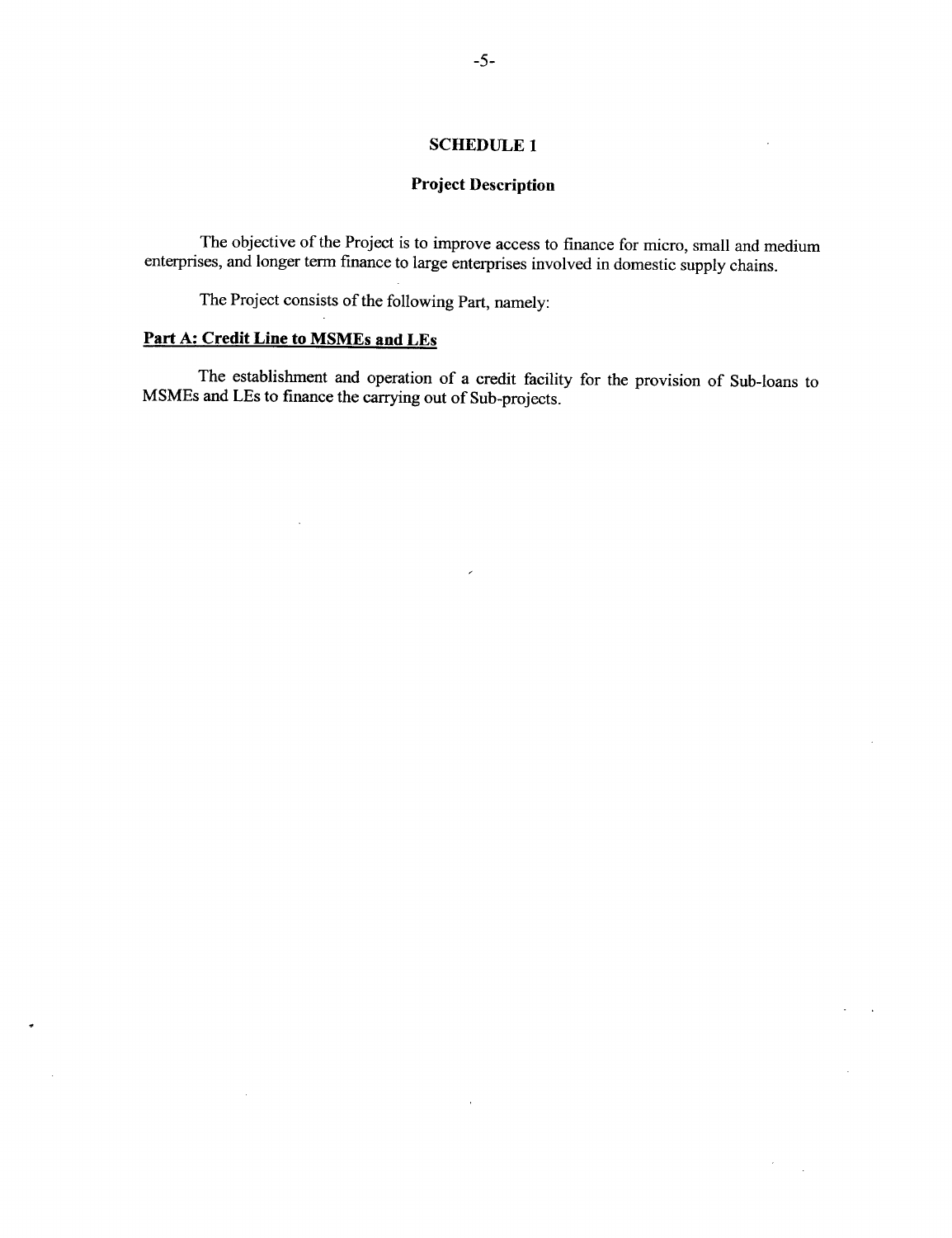## SCHEDULE 1

### Project Description

The objective of the Project is to improve access to finance for micro, small and medium enterprises, and longer term finance to large enterprises involved in domestic supply chains.

The Project consists of the following Part, namely:

**Part A: Credit Line to MSMEs and LEs**

The establishment and operation of a credit facility for the provision of Sub-loans to MSMEs and LEs to finance the carrying out of Sub-projects.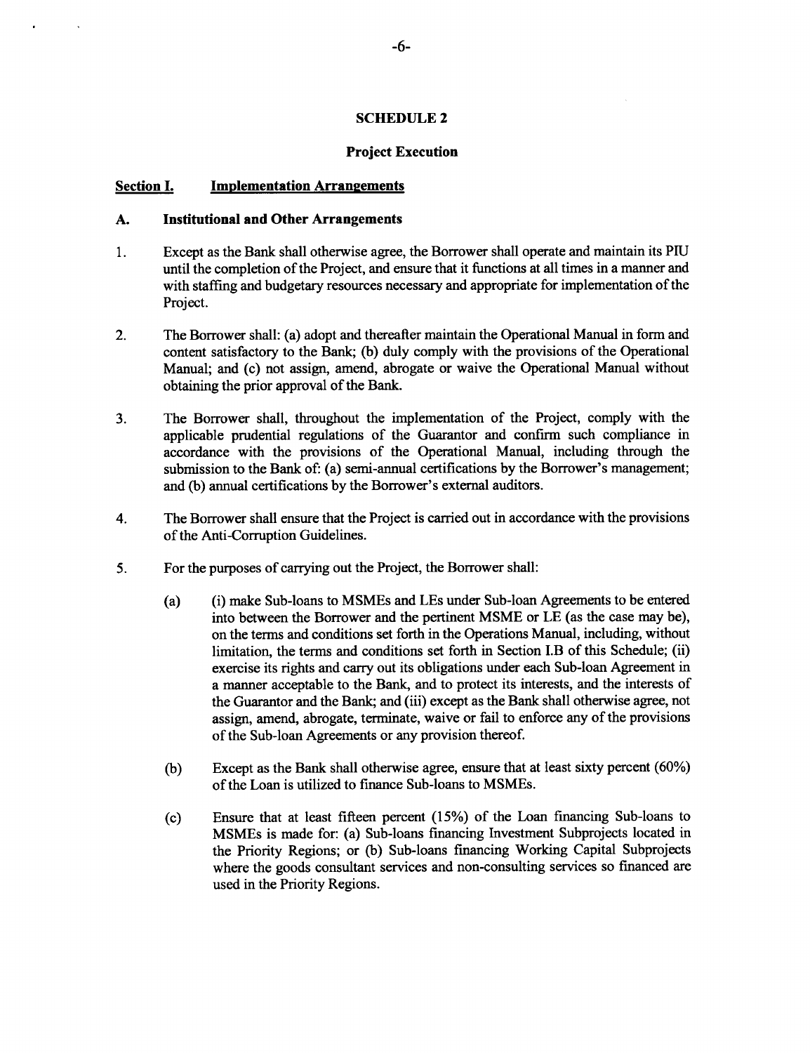# SCHEDULE 2

## Project Execution

**Section I. Implementation Arrangements**

**A. Institutional and Other Arrangements**

1. Except as the Bank shall otherwise agree, the Borrower shall operate and maintain its PIU until the completion of the Project, and ensure that it functions at all times in a manner and with staffing and budgetary resources necessary and appropriate for implementation of the Project.

2. The Borrower shall: (a) adopt and thereafter maintain the Operational Manual in form and content satisfactory to the Bank; (b) duly comply with the provisions of the Operational Manual; and (c) not assign, amend, abrogate or waive the Operational Manual without obtaining the prior approval of the Bank.

3. The Borrower shall, throughout the implementation of the Project, comply with the applicable prudential regulations of the Guarantor and confirm such compliance in accordance with the provisions of the Operational Manual, including through the submission to the Bank of: (a) semi-annual certifications by the Borrower's management; and (b) annual certifications by the Borrower's external auditors.

4. The Borrower shall ensure that the Project is carried out in accordance with the provisions of the Anti-Corruption Guidelines.

5. For the purposes of carrying out the Project, the Borrower shall:

   (a) (i) make Sub-loans to MSMEs and LEs under Sub-loan Agreements to be entered into between the Borrower and the pertinent MSME or LE (as the case may be), on the terms and conditions set forth in the Operations Manual, including, without limitation, the terms and conditions set forth in Section I.B of this Schedule; (ii) exercise its rights and carry out its obligations under each Sub-loan Agreement in a manner acceptable to the Bank, and to protect its interests, and the interests of the Guarantor and the Bank; and (iii) except as the Bank shall otherwise agree, not assign, amend, abrogate, terminate, waive or fail to enforce any of the provisions of the Sub-loan Agreements or any provision thereof.

   (b) Except as the Bank shall otherwise agree, ensure that at least sixty percent (60%) of the Loan is utilized to finance Sub-loans to MSMEs.

   (c) Ensure that at least fifteen percent (15%) of the Loan financing Sub-loans to MSMEs is made for: (a) Sub-loans financing Investment Subprojects located in the Priority Regions; or (b) Sub-loans financing Working Capital Subprojects where the goods consultant services and non-consulting services so financed are used in the Priority Regions.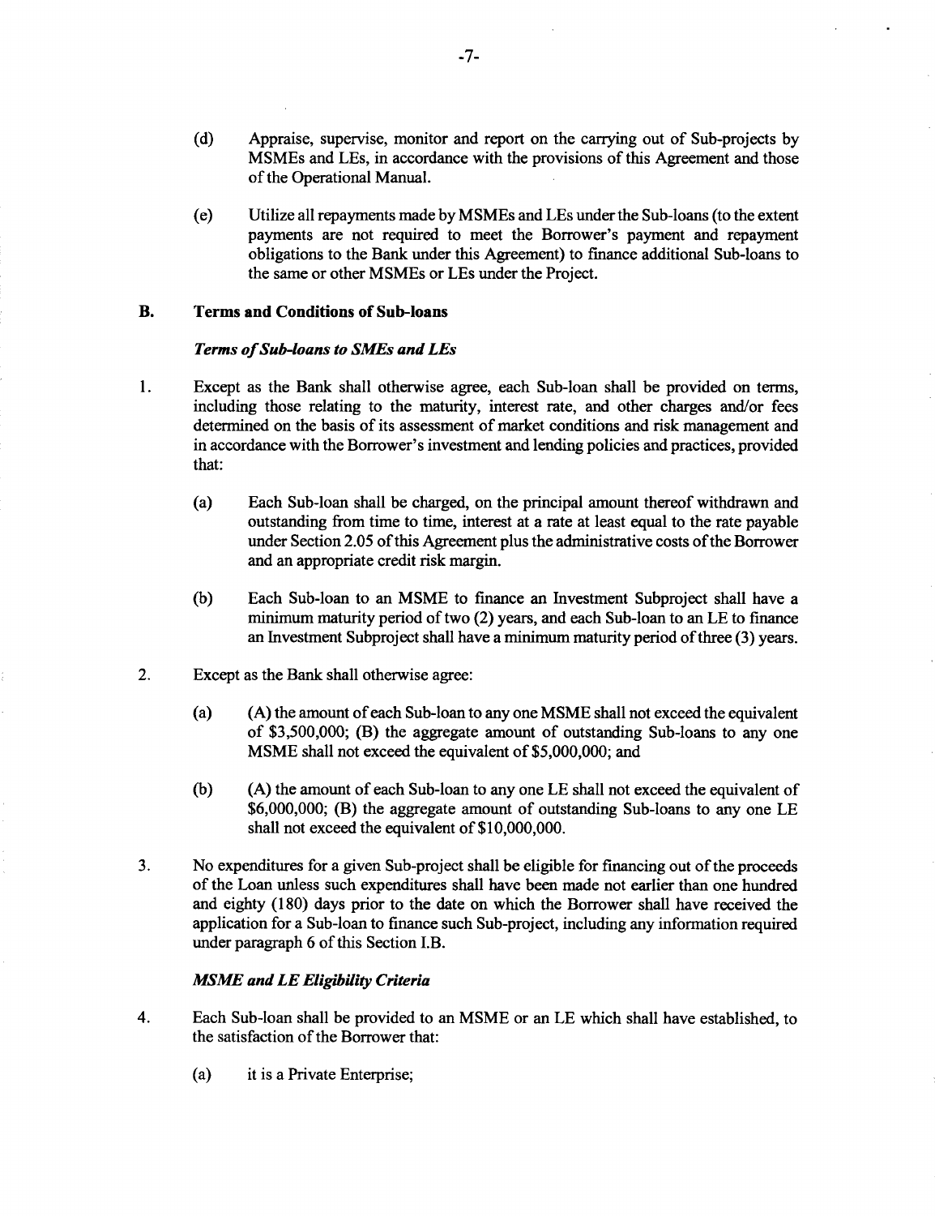(d) Appraise, supervise, monitor and report on the carrying out of Sub-projects by MSMEs and LEs, in accordance with the provisions of this Agreement and those of the Operational Manual.

(e) Utilize all repayments made by MSMEs and LEs under the Sub-loans (to the extent payments are not required to meet the Borrower's payment and repayment obligations to the Bank under this Agreement) to finance additional Sub-loans to the same or other MSMEs or LEs under the Project.

## B. Terms and Conditions of Sub-loans

***Terms of Sub-loans to SMEs and LEs***

1. Except as the Bank shall otherwise agree, each Sub-loan shall be provided on terms, including those relating to the maturity, interest rate, and other charges and/or fees determined on the basis of its assessment of market conditions and risk management and in accordance with the Borrower's investment and lending policies and practices, provided that:

   (a) Each Sub-loan shall be charged, on the principal amount thereof withdrawn and outstanding from time to time, interest at a rate at least equal to the rate payable under Section 2.05 of this Agreement plus the administrative costs of the Borrower and an appropriate credit risk margin.

   (b) Each Sub-loan to an MSME to finance an Investment Subproject shall have a minimum maturity period of two (2) years, and each Sub-loan to an LE to finance an Investment Subproject shall have a minimum maturity period of three (3) years.

2. Except as the Bank shall otherwise agree:

   (a) (A) the amount of each Sub-loan to any one MSME shall not exceed the equivalent of $3,500,000; (B) the aggregate amount of outstanding Sub-loans to any one MSME shall not exceed the equivalent of $5,000,000; and

   (b) (A) the amount of each Sub-loan to any one LE shall not exceed the equivalent of $6,000,000; (B) the aggregate amount of outstanding Sub-loans to any one LE shall not exceed the equivalent of $10,000,000.

3. No expenditures for a given Sub-project shall be eligible for financing out of the proceeds of the Loan unless such expenditures shall have been made not earlier than one hundred and eighty (180) days prior to the date on which the Borrower shall have received the application for a Sub-loan to finance such Sub-project, including any information required under paragraph 6 of this Section I.B.

***MSME and LE Eligibility Criteria***

4. Each Sub-loan shall be provided to an MSME or an LE which shall have established, to the satisfaction of the Borrower that:

   (a) it is a Private Enterprise;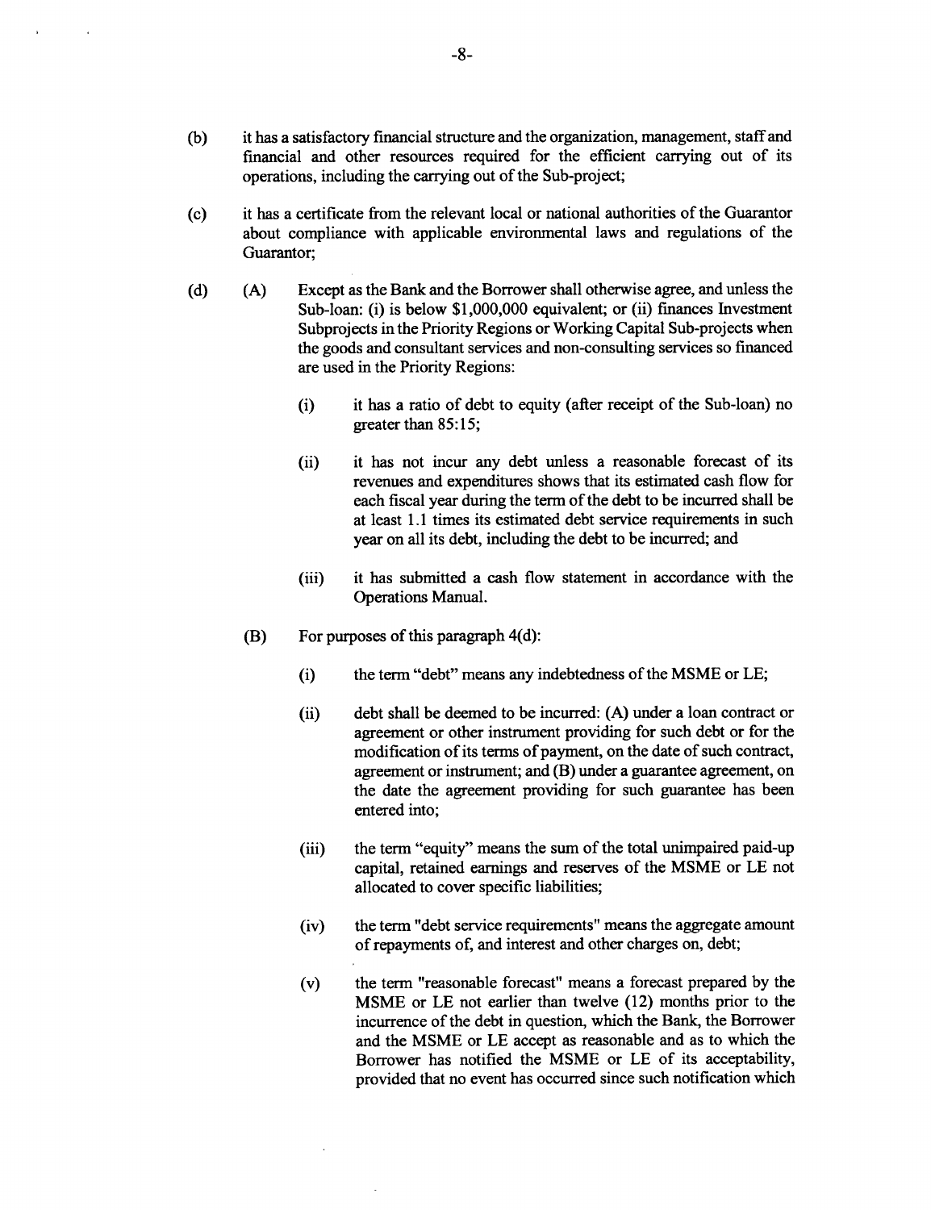(b) it has a satisfactory financial structure and the organization, management, staff and financial and other resources required for the efficient carrying out of its operations, including the carrying out of the Sub-project;

(c) it has a certificate from the relevant local or national authorities of the Guarantor about compliance with applicable environmental laws and regulations of the Guarantor;

(d) (A) Except as the Bank and the Borrower shall otherwise agree, and unless the Sub-loan: (i) is below $1,000,000 equivalent; or (ii) finances Investment Subprojects in the Priority Regions or Working Capital Sub-projects when the goods and consultant services and non-consulting services so financed are used in the Priority Regions:

(i) it has a ratio of debt to equity (after receipt of the Sub-loan) no greater than 85:15;

(ii) it has not incur any debt unless a reasonable forecast of its revenues and expenditures shows that its estimated cash flow for each fiscal year during the term of the debt to be incurred shall be at least 1.1 times its estimated debt service requirements in such year on all its debt, including the debt to be incurred; and

(iii) it has submitted a cash flow statement in accordance with the Operations Manual.

(B) For purposes of this paragraph 4(d):

(i) the term "debt" means any indebtedness of the MSME or LE;

(ii) debt shall be deemed to be incurred: (A) under a loan contract or agreement or other instrument providing for such debt or for the modification of its terms of payment, on the date of such contract, agreement or instrument; and (B) under a guarantee agreement, on the date the agreement providing for such guarantee has been entered into;

(iii) the term "equity" means the sum of the total unimpaired paid-up capital, retained earnings and reserves of the MSME or LE not allocated to cover specific liabilities;

(iv) the term "debt service requirements" means the aggregate amount of repayments of, and interest and other charges on, debt;

(v) the term "reasonable forecast" means a forecast prepared by the MSME or LE not earlier than twelve (12) months prior to the incurrence of the debt in question, which the Bank, the Borrower and the MSME or LE accept as reasonable and as to which the Borrower has notified the MSME or LE of its acceptability, provided that no event has occurred since such notification which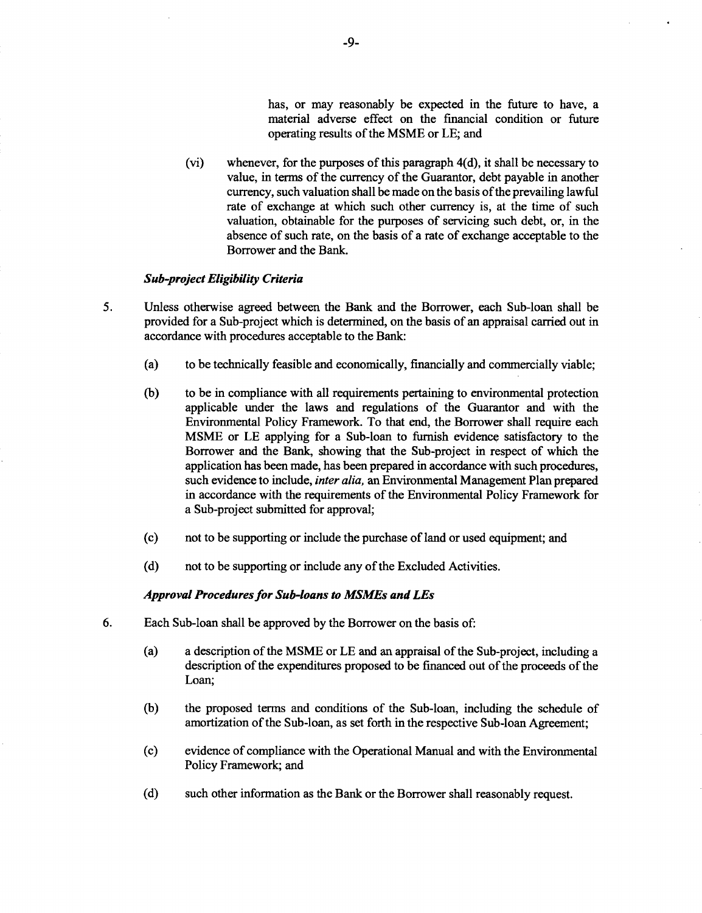has, or may reasonably be expected in the future to have, a material adverse effect on the financial condition or future operating results of the MSME or LE; and

(vi) whenever, for the purposes of this paragraph 4(d), it shall be necessary to value, in terms of the currency of the Guarantor, debt payable in another currency, such valuation shall be made on the basis of the prevailing lawful rate of exchange at which such other currency is, at the time of such valuation, obtainable for the purposes of servicing such debt, or, in the absence of such rate, on the basis of a rate of exchange acceptable to the Borrower and the Bank.

***Sub-project Eligibility Criteria***

5. Unless otherwise agreed between the Bank and the Borrower, each Sub-loan shall be provided for a Sub-project which is determined, on the basis of an appraisal carried out in accordance with procedures acceptable to the Bank:

   (a) to be technically feasible and economically, financially and commercially viable;

   (b) to be in compliance with all requirements pertaining to environmental protection applicable under the laws and regulations of the Guarantor and with the Environmental Policy Framework. To that end, the Borrower shall require each MSME or LE applying for a Sub-loan to furnish evidence satisfactory to the Borrower and the Bank, showing that the Sub-project in respect of which the application has been made, has been prepared in accordance with such procedures, such evidence to include, *inter alia,* an Environmental Management Plan prepared in accordance with the requirements of the Environmental Policy Framework for a Sub-project submitted for approval;

   (c) not to be supporting or include the purchase of land or used equipment; and

   (d) not to be supporting or include any of the Excluded Activities.

***Approval Procedures for Sub-loans to MSMEs and LEs***

6. Each Sub-loan shall be approved by the Borrower on the basis of:

   (a) a description of the MSME or LE and an appraisal of the Sub-project, including a description of the expenditures proposed to be financed out of the proceeds of the Loan;

   (b) the proposed terms and conditions of the Sub-loan, including the schedule of amortization of the Sub-loan, as set forth in the respective Sub-loan Agreement;

   (c) evidence of compliance with the Operational Manual and with the Environmental Policy Framework; and

   (d) such other information as the Bank or the Borrower shall reasonably request.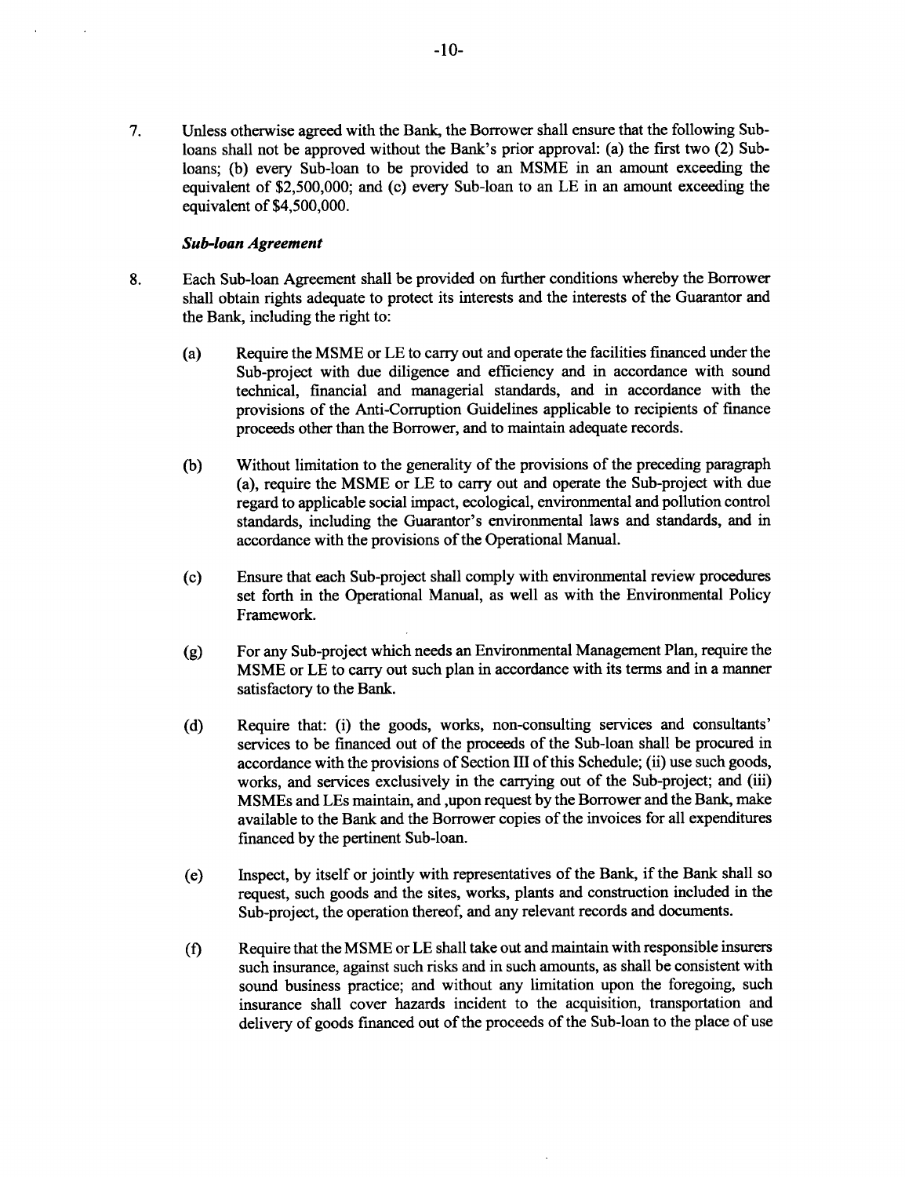7. Unless otherwise agreed with the Bank, the Borrower shall ensure that the following Sub-loans shall not be approved without the Bank's prior approval: (a) the first two (2) Sub-loans; (b) every Sub-loan to be provided to an MSME in an amount exceeding the equivalent of $2,500,000; and (c) every Sub-loan to an LE in an amount exceeding the equivalent of $4,500,000.

***Sub-loan Agreement***

8. Each Sub-loan Agreement shall be provided on further conditions whereby the Borrower shall obtain rights adequate to protect its interests and the interests of the Guarantor and the Bank, including the right to:

   (a) Require the MSME or LE to carry out and operate the facilities financed under the Sub-project with due diligence and efficiency and in accordance with sound technical, financial and managerial standards, and in accordance with the provisions of the Anti-Corruption Guidelines applicable to recipients of finance proceeds other than the Borrower, and to maintain adequate records.

   (b) Without limitation to the generality of the provisions of the preceding paragraph (a), require the MSME or LE to carry out and operate the Sub-project with due regard to applicable social impact, ecological, environmental and pollution control standards, including the Guarantor's environmental laws and standards, and in accordance with the provisions of the Operational Manual.

   (c) Ensure that each Sub-project shall comply with environmental review procedures set forth in the Operational Manual, as well as with the Environmental Policy Framework.

   (g) For any Sub-project which needs an Environmental Management Plan, require the MSME or LE to carry out such plan in accordance with its terms and in a manner satisfactory to the Bank.

   (d) Require that: (i) the goods, works, non-consulting services and consultants' services to be financed out of the proceeds of the Sub-loan shall be procured in accordance with the provisions of Section III of this Schedule; (ii) use such goods, works, and services exclusively in the carrying out of the Sub-project; and (iii) MSMEs and LEs maintain, and ,upon request by the Borrower and the Bank, make available to the Bank and the Borrower copies of the invoices for all expenditures financed by the pertinent Sub-loan.

   (e) Inspect, by itself or jointly with representatives of the Bank, if the Bank shall so request, such goods and the sites, works, plants and construction included in the Sub-project, the operation thereof, and any relevant records and documents.

   (f) Require that the MSME or LE shall take out and maintain with responsible insurers such insurance, against such risks and in such amounts, as shall be consistent with sound business practice; and without any limitation upon the foregoing, such insurance shall cover hazards incident to the acquisition, transportation and delivery of goods financed out of the proceeds of the Sub-loan to the place of use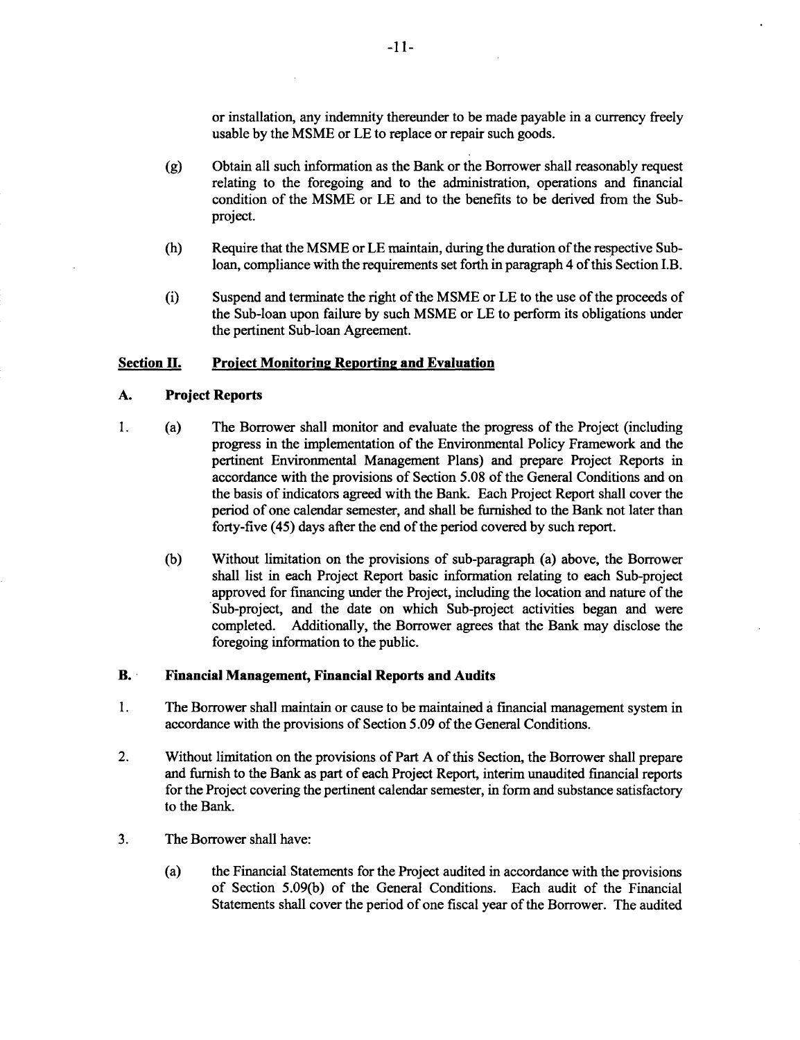or installation, any indemnity thereunder to be made payable in a currency freely usable by the MSME or LE to replace or repair such goods.

(g) Obtain all such information as the Bank or the Borrower shall reasonably request relating to the foregoing and to the administration, operations and financial condition of the MSME or LE and to the benefits to be derived from the Sub-project.

(h) Require that the MSME or LE maintain, during the duration of the respective Sub-loan, compliance with the requirements set forth in paragraph 4 of this Section I.B.

(i) Suspend and terminate the right of the MSME or LE to the use of the proceeds of the Sub-loan upon failure by such MSME or LE to perform its obligations under the pertinent Sub-loan Agreement.

## Section II. Project Monitoring Reporting and Evaluation

### A. Project Reports

1. (a) The Borrower shall monitor and evaluate the progress of the Project (including progress in the implementation of the Environmental Policy Framework and the pertinent Environmental Management Plans) and prepare Project Reports in accordance with the provisions of Section 5.08 of the General Conditions and on the basis of indicators agreed with the Bank. Each Project Report shall cover the period of one calendar semester, and shall be furnished to the Bank not later than forty-five (45) days after the end of the period covered by such report.

   (b) Without limitation on the provisions of sub-paragraph (a) above, the Borrower shall list in each Project Report basic information relating to each Sub-project approved for financing under the Project, including the location and nature of the Sub-project, and the date on which Sub-project activities began and were completed. Additionally, the Borrower agrees that the Bank may disclose the foregoing information to the public.

### B. Financial Management, Financial Reports and Audits

1. The Borrower shall maintain or cause to be maintained a financial management system in accordance with the provisions of Section 5.09 of the General Conditions.

2. Without limitation on the provisions of Part A of this Section, the Borrower shall prepare and furnish to the Bank as part of each Project Report, interim unaudited financial reports for the Project covering the pertinent calendar semester, in form and substance satisfactory to the Bank.

3. The Borrower shall have:

   (a) the Financial Statements for the Project audited in accordance with the provisions of Section 5.09(b) of the General Conditions. Each audit of the Financial Statements shall cover the period of one fiscal year of the Borrower. The audited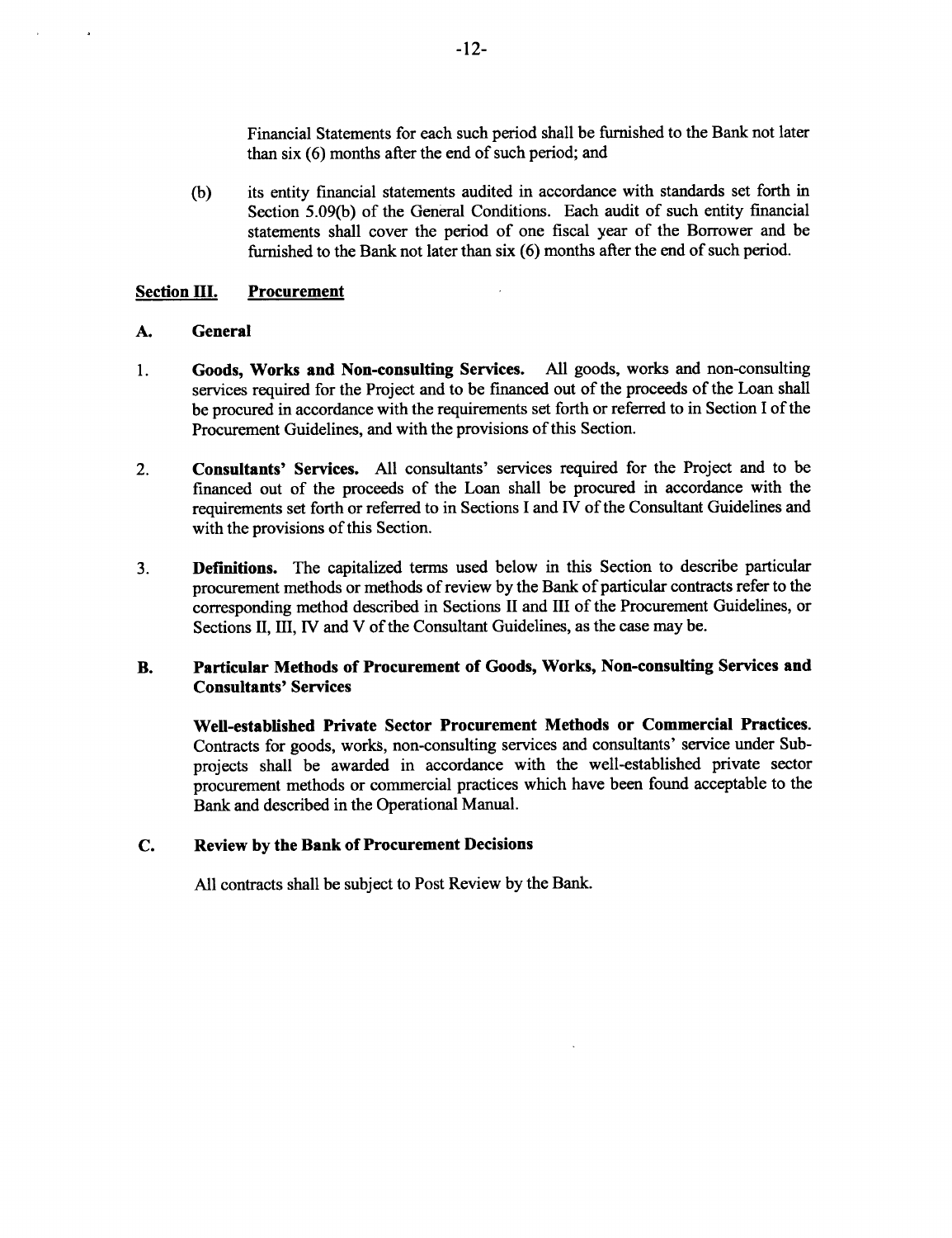Financial Statements for each such period shall be furnished to the Bank not later than six (6) months after the end of such period; and

(b) its entity financial statements audited in accordance with standards set forth in Section 5.09(b) of the General Conditions. Each audit of such entity financial statements shall cover the period of one fiscal year of the Borrower and be furnished to the Bank not later than six (6) months after the end of such period.

## Section III. Procurement

### A. General

1. **Goods, Works and Non-consulting Services.** All goods, works and non-consulting services required for the Project and to be financed out of the proceeds of the Loan shall be procured in accordance with the requirements set forth or referred to in Section I of the Procurement Guidelines, and with the provisions of this Section.

2. **Consultants' Services.** All consultants' services required for the Project and to be financed out of the proceeds of the Loan shall be procured in accordance with the requirements set forth or referred to in Sections I and IV of the Consultant Guidelines and with the provisions of this Section.

3. **Definitions.** The capitalized terms used below in this Section to describe particular procurement methods or methods of review by the Bank of particular contracts refer to the corresponding method described in Sections II and III of the Procurement Guidelines, or Sections II, III, IV and V of the Consultant Guidelines, as the case may be.

### B. Particular Methods of Procurement of Goods, Works, Non-consulting Services and Consultants' Services

**Well-established Private Sector Procurement Methods or Commercial Practices.** Contracts for goods, works, non-consulting services and consultants' service under Sub-projects shall be awarded in accordance with the well-established private sector procurement methods or commercial practices which have been found acceptable to the Bank and described in the Operational Manual.

### C. Review by the Bank of Procurement Decisions

All contracts shall be subject to Post Review by the Bank.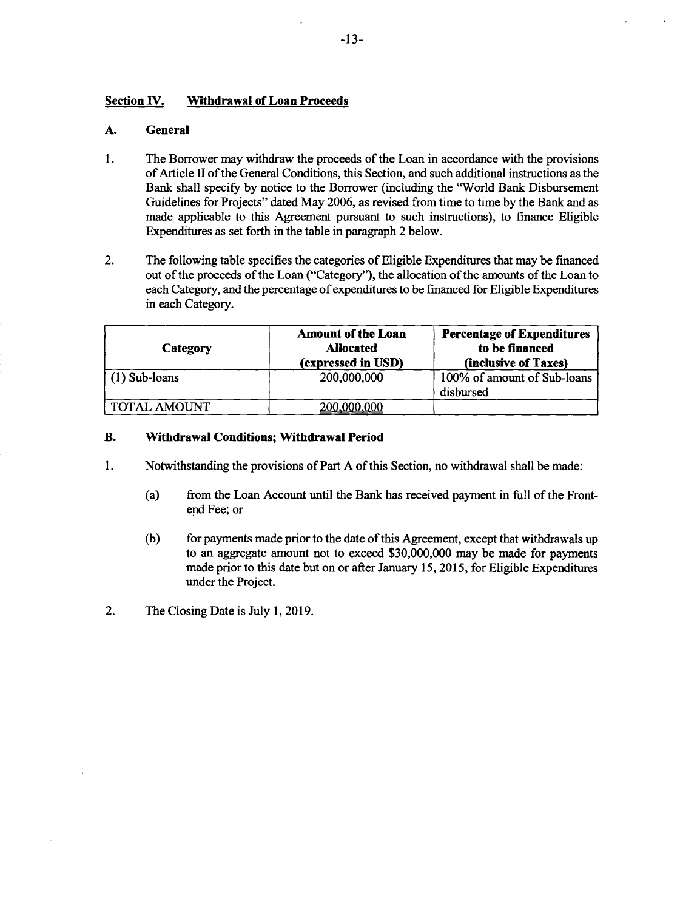## Section IV. Withdrawal of Loan Proceeds

### A. General

1. The Borrower may withdraw the proceeds of the Loan in accordance with the provisions of Article II of the General Conditions, this Section, and such additional instructions as the Bank shall specify by notice to the Borrower (including the "World Bank Disbursement Guidelines for Projects" dated May 2006, as revised from time to time by the Bank and as made applicable to this Agreement pursuant to such instructions), to finance Eligible Expenditures as set forth in the table in paragraph 2 below.

2. The following table specifies the categories of Eligible Expenditures that may be financed out of the proceeds of the Loan ("Category"), the allocation of the amounts of the Loan to each Category, and the percentage of expenditures to be financed for Eligible Expenditures in each Category.

| Category | Amount of the Loan Allocated (expressed in USD) | Percentage of Expenditures to be financed (inclusive of Taxes) |
|---|---|---|
| (1) Sub-loans | 200,000,000 | 100% of amount of Sub-loans disbursed |
| TOTAL AMOUNT | 200,000,000 | |

### B. Withdrawal Conditions; Withdrawal Period

1. Notwithstanding the provisions of Part A of this Section, no withdrawal shall be made:

   (a) from the Loan Account until the Bank has received payment in full of the Front-end Fee; or

   (b) for payments made prior to the date of this Agreement, except that withdrawals up to an aggregate amount not to exceed $30,000,000 may be made for payments made prior to this date but on or after January 15, 2015, for Eligible Expenditures under the Project.

2. The Closing Date is July 1, 2019.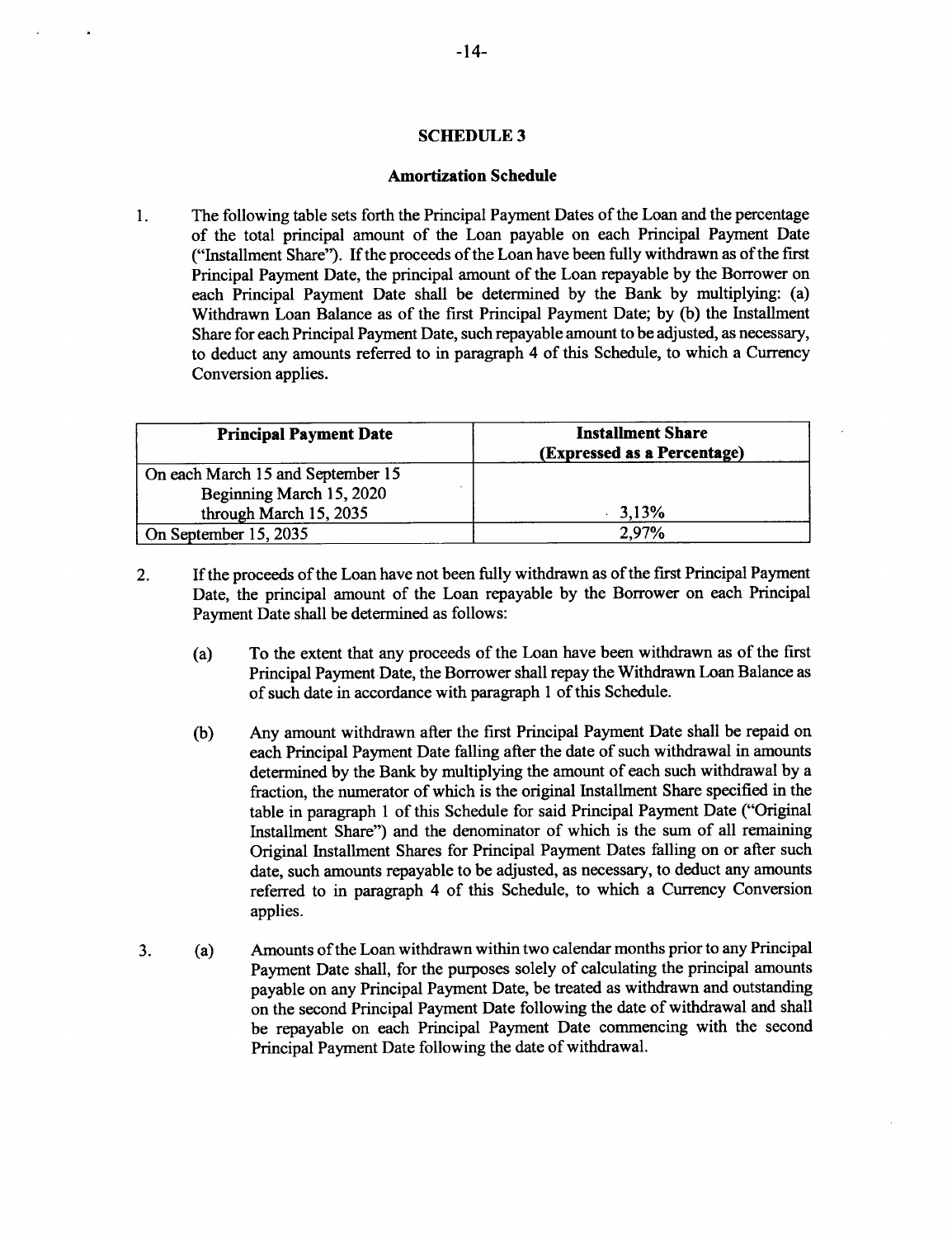## SCHEDULE 3

### Amortization Schedule

1. The following table sets forth the Principal Payment Dates of the Loan and the percentage of the total principal amount of the Loan payable on each Principal Payment Date ("Installment Share"). If the proceeds of the Loan have been fully withdrawn as of the first Principal Payment Date, the principal amount of the Loan repayable by the Borrower on each Principal Payment Date shall be determined by the Bank by multiplying: (a) Withdrawn Loan Balance as of the first Principal Payment Date; by (b) the Installment Share for each Principal Payment Date, such repayable amount to be adjusted, as necessary, to deduct any amounts referred to in paragraph 4 of this Schedule, to which a Currency Conversion applies.

| Principal Payment Date | Installment Share (Expressed as a Percentage) |
|---|---|
| On each March 15 and September 15 Beginning March 15, 2020 through March 15, 2035 | 3,13% |
| On September 15, 2035 | 2,97% |

2. If the proceeds of the Loan have not been fully withdrawn as of the first Principal Payment Date, the principal amount of the Loan repayable by the Borrower on each Principal Payment Date shall be determined as follows:

   (a) To the extent that any proceeds of the Loan have been withdrawn as of the first Principal Payment Date, the Borrower shall repay the Withdrawn Loan Balance as of such date in accordance with paragraph 1 of this Schedule.

   (b) Any amount withdrawn after the first Principal Payment Date shall be repaid on each Principal Payment Date falling after the date of such withdrawal in amounts determined by the Bank by multiplying the amount of each such withdrawal by a fraction, the numerator of which is the original Installment Share specified in the table in paragraph 1 of this Schedule for said Principal Payment Date ("Original Installment Share") and the denominator of which is the sum of all remaining Original Installment Shares for Principal Payment Dates falling on or after such date, such amounts repayable to be adjusted, as necessary, to deduct any amounts referred to in paragraph 4 of this Schedule, to which a Currency Conversion applies.

3. (a) Amounts of the Loan withdrawn within two calendar months prior to any Principal Payment Date shall, for the purposes solely of calculating the principal amounts payable on any Principal Payment Date, be treated as withdrawn and outstanding on the second Principal Payment Date following the date of withdrawal and shall be repayable on each Principal Payment Date commencing with the second Principal Payment Date following the date of withdrawal.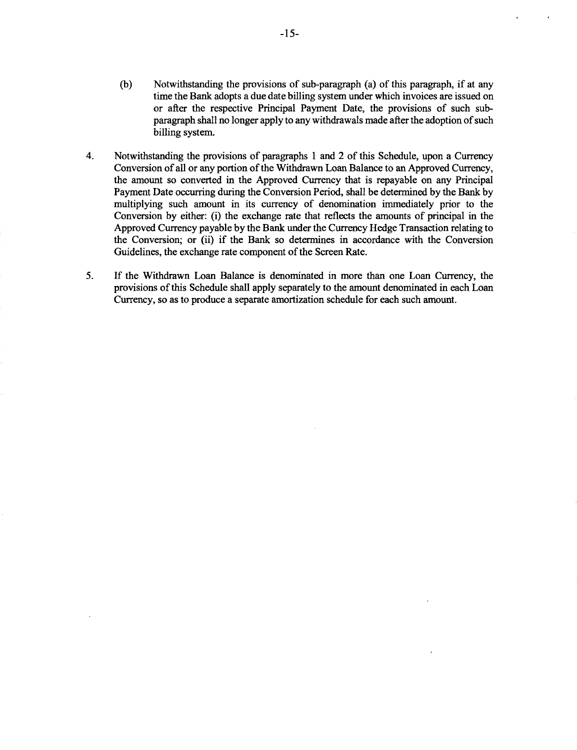(b) Notwithstanding the provisions of sub-paragraph (a) of this paragraph, if at any time the Bank adopts a due date billing system under which invoices are issued on or after the respective Principal Payment Date, the provisions of such sub-paragraph shall no longer apply to any withdrawals made after the adoption of such billing system.

4. Notwithstanding the provisions of paragraphs 1 and 2 of this Schedule, upon a Currency Conversion of all or any portion of the Withdrawn Loan Balance to an Approved Currency, the amount so converted in the Approved Currency that is repayable on any Principal Payment Date occurring during the Conversion Period, shall be determined by the Bank by multiplying such amount in its currency of denomination immediately prior to the Conversion by either: (i) the exchange rate that reflects the amounts of principal in the Approved Currency payable by the Bank under the Currency Hedge Transaction relating to the Conversion; or (ii) if the Bank so determines in accordance with the Conversion Guidelines, the exchange rate component of the Screen Rate.

5. If the Withdrawn Loan Balance is denominated in more than one Loan Currency, the provisions of this Schedule shall apply separately to the amount denominated in each Loan Currency, so as to produce a separate amortization schedule for each such amount.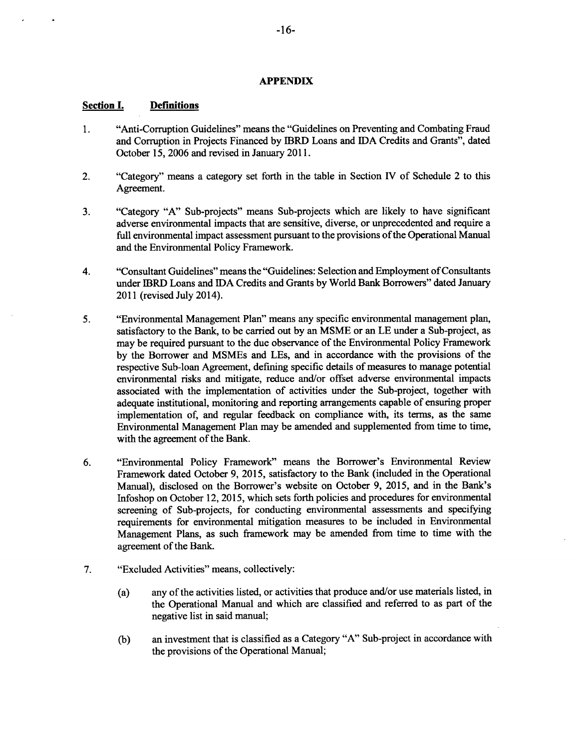## APPENDIX

### Section I. Definitions

1. "Anti-Corruption Guidelines" means the "Guidelines on Preventing and Combating Fraud and Corruption in Projects Financed by IBRD Loans and IDA Credits and Grants", dated October 15, 2006 and revised in January 2011.

2. "Category" means a category set forth in the table in Section IV of Schedule 2 to this Agreement.

3. "Category "A" Sub-projects" means Sub-projects which are likely to have significant adverse environmental impacts that are sensitive, diverse, or unprecedented and require a full environmental impact assessment pursuant to the provisions of the Operational Manual and the Environmental Policy Framework.

4. "Consultant Guidelines" means the "Guidelines: Selection and Employment of Consultants under IBRD Loans and IDA Credits and Grants by World Bank Borrowers" dated January 2011 (revised July 2014).

5. "Environmental Management Plan" means any specific environmental management plan, satisfactory to the Bank, to be carried out by an MSME or an LE under a Sub-project, as may be required pursuant to the due observance of the Environmental Policy Framework by the Borrower and MSMEs and LEs, and in accordance with the provisions of the respective Sub-loan Agreement, defining specific details of measures to manage potential environmental risks and mitigate, reduce and/or offset adverse environmental impacts associated with the implementation of activities under the Sub-project, together with adequate institutional, monitoring and reporting arrangements capable of ensuring proper implementation of, and regular feedback on compliance with, its terms, as the same Environmental Management Plan may be amended and supplemented from time to time, with the agreement of the Bank.

6. "Environmental Policy Framework" means the Borrower's Environmental Review Framework dated October 9, 2015, satisfactory to the Bank (included in the Operational Manual), disclosed on the Borrower's website on October 9, 2015, and in the Bank's Infoshop on October 12, 2015, which sets forth policies and procedures for environmental screening of Sub-projects, for conducting environmental assessments and specifying requirements for environmental mitigation measures to be included in Environmental Management Plans, as such framework may be amended from time to time with the agreement of the Bank.

7. "Excluded Activities" means, collectively:

   (a) any of the activities listed, or activities that produce and/or use materials listed, in the Operational Manual and which are classified and referred to as part of the negative list in said manual;

   (b) an investment that is classified as a Category "A" Sub-project in accordance with the provisions of the Operational Manual;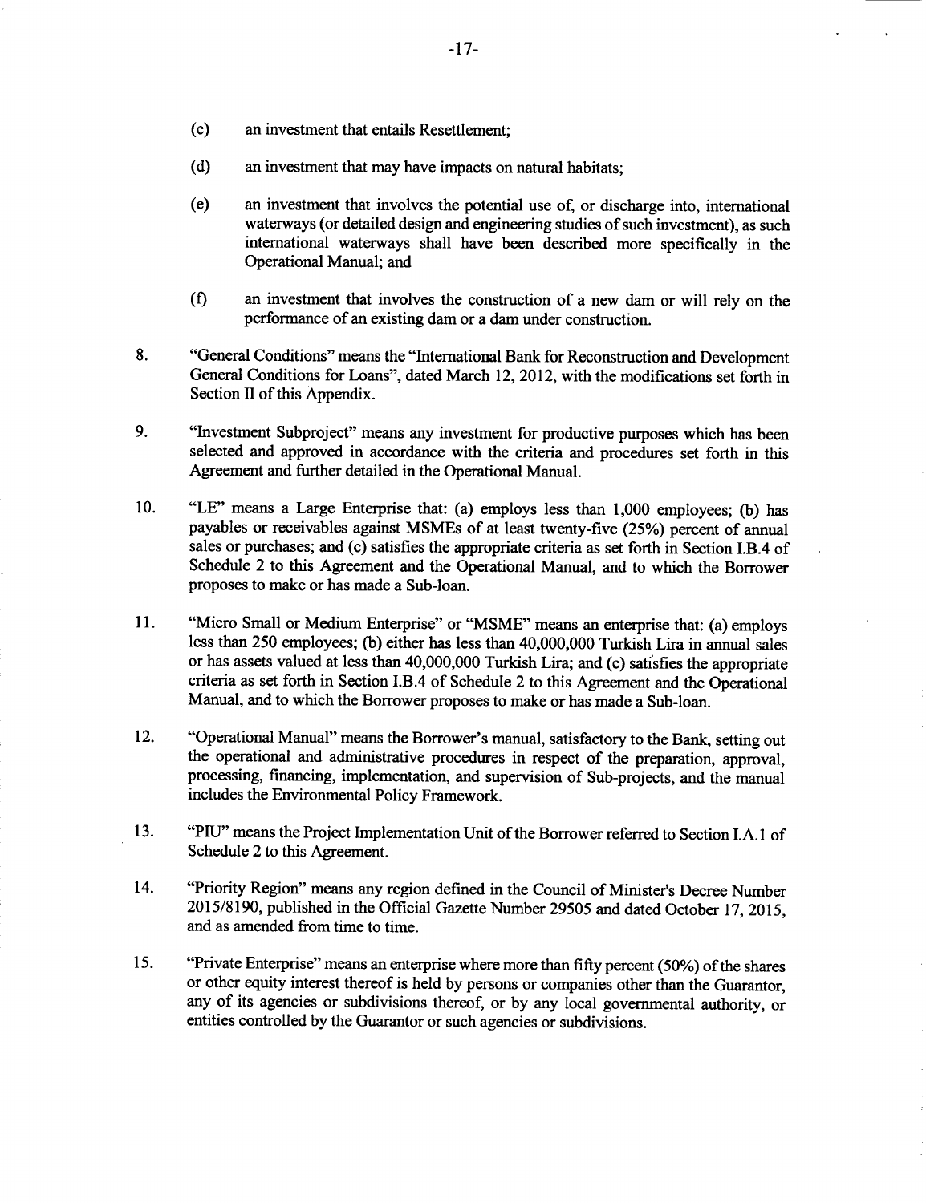(c) an investment that entails Resettlement;

(d) an investment that may have impacts on natural habitats;

(e) an investment that involves the potential use of, or discharge into, international waterways (or detailed design and engineering studies of such investment), as such international waterways shall have been described more specifically in the Operational Manual; and

(f) an investment that involves the construction of a new dam or will rely on the performance of an existing dam or a dam under construction.

8. "General Conditions" means the "International Bank for Reconstruction and Development General Conditions for Loans", dated March 12, 2012, with the modifications set forth in Section II of this Appendix.

9. "Investment Subproject" means any investment for productive purposes which has been selected and approved in accordance with the criteria and procedures set forth in this Agreement and further detailed in the Operational Manual.

10. "LE" means a Large Enterprise that: (a) employs less than 1,000 employees; (b) has payables or receivables against MSMEs of at least twenty-five (25%) percent of annual sales or purchases; and (c) satisfies the appropriate criteria as set forth in Section I.B.4 of Schedule 2 to this Agreement and the Operational Manual, and to which the Borrower proposes to make or has made a Sub-loan.

11. "Micro Small or Medium Enterprise" or "MSME" means an enterprise that: (a) employs less than 250 employees; (b) either has less than 40,000,000 Turkish Lira in annual sales or has assets valued at less than 40,000,000 Turkish Lira; and (c) satisfies the appropriate criteria as set forth in Section I.B.4 of Schedule 2 to this Agreement and the Operational Manual, and to which the Borrower proposes to make or has made a Sub-loan.

12. "Operational Manual" means the Borrower's manual, satisfactory to the Bank, setting out the operational and administrative procedures in respect of the preparation, approval, processing, financing, implementation, and supervision of Sub-projects, and the manual includes the Environmental Policy Framework.

13. "PIU" means the Project Implementation Unit of the Borrower referred to Section I.A.1 of Schedule 2 to this Agreement.

14. "Priority Region" means any region defined in the Council of Minister's Decree Number 2015/8190, published in the Official Gazette Number 29505 and dated October 17, 2015, and as amended from time to time.

15. "Private Enterprise" means an enterprise where more than fifty percent (50%) of the shares or other equity interest thereof is held by persons or companies other than the Guarantor, any of its agencies or subdivisions thereof, or by any local governmental authority, or entities controlled by the Guarantor or such agencies or subdivisions.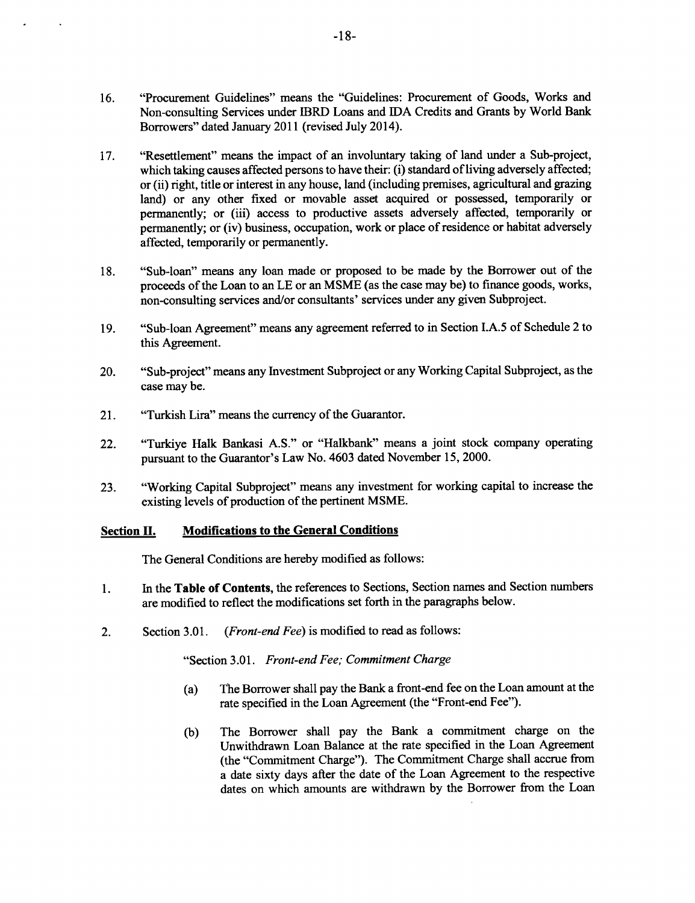16. "Procurement Guidelines" means the "Guidelines: Procurement of Goods, Works and Non-consulting Services under IBRD Loans and IDA Credits and Grants by World Bank Borrowers" dated January 2011 (revised July 2014).

17. "Resettlement" means the impact of an involuntary taking of land under a Sub-project, which taking causes affected persons to have their: (i) standard of living adversely affected; or (ii) right, title or interest in any house, land (including premises, agricultural and grazing land) or any other fixed or movable asset acquired or possessed, temporarily or permanently; or (iii) access to productive assets adversely affected, temporarily or permanently; or (iv) business, occupation, work or place of residence or habitat adversely affected, temporarily or permanently.

18. "Sub-loan" means any loan made or proposed to be made by the Borrower out of the proceeds of the Loan to an LE or an MSME (as the case may be) to finance goods, works, non-consulting services and/or consultants' services under any given Subproject.

19. "Sub-loan Agreement" means any agreement referred to in Section I.A.5 of Schedule 2 to this Agreement.

20. "Sub-project" means any Investment Subproject or any Working Capital Subproject, as the case may be.

21. "Turkish Lira" means the currency of the Guarantor.

22. "Turkiye Halk Bankasi A.S." or "Halkbank" means a joint stock company operating pursuant to the Guarantor's Law No. 4603 dated November 15, 2000.

23. "Working Capital Subproject" means any investment for working capital to increase the existing levels of production of the pertinent MSME.

## Section II. Modifications to the General Conditions

The General Conditions are hereby modified as follows:

1. In the **Table of Contents**, the references to Sections, Section names and Section numbers are modified to reflect the modifications set forth in the paragraphs below.

2. Section 3.01. *(Front-end Fee)* is modified to read as follows:

   "Section 3.01. *Front-end Fee; Commitment Charge*

   (a) The Borrower shall pay the Bank a front-end fee on the Loan amount at the rate specified in the Loan Agreement (the "Front-end Fee").

   (b) The Borrower shall pay the Bank a commitment charge on the Unwithdrawn Loan Balance at the rate specified in the Loan Agreement (the "Commitment Charge"). The Commitment Charge shall accrue from a date sixty days after the date of the Loan Agreement to the respective dates on which amounts are withdrawn by the Borrower from the Loan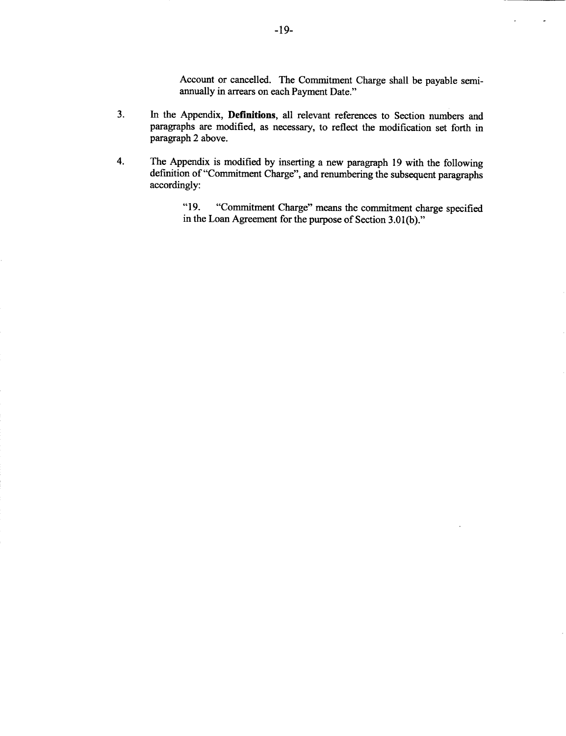Account or cancelled. The Commitment Charge shall be payable semi-annually in arrears on each Payment Date."

3. In the Appendix, **Definitions**, all relevant references to Section numbers and paragraphs are modified, as necessary, to reflect the modification set forth in paragraph 2 above.

4. The Appendix is modified by inserting a new paragraph 19 with the following definition of "Commitment Charge", and renumbering the subsequent paragraphs accordingly:

   "19. "Commitment Charge" means the commitment charge specified in the Loan Agreement for the purpose of Section 3.01(b)."